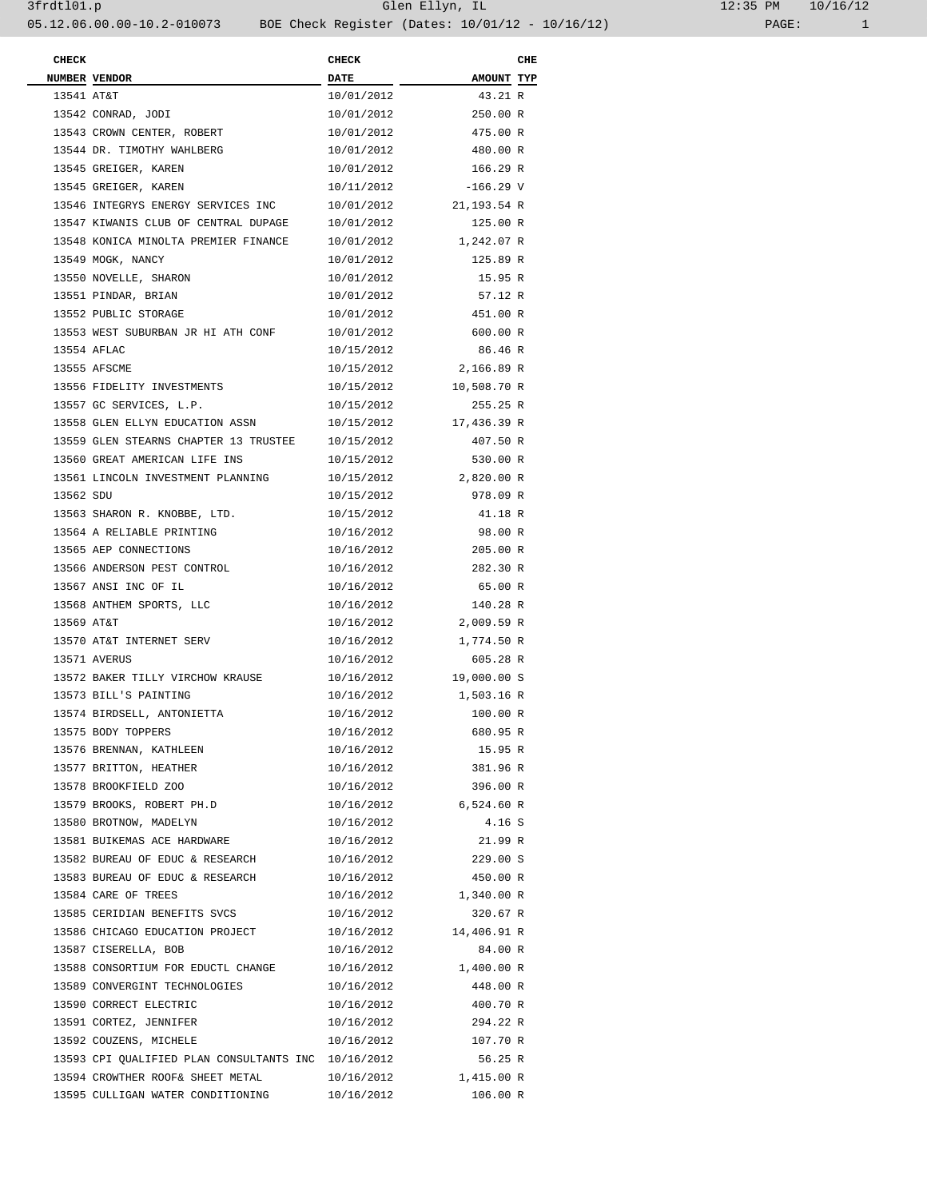# BOE Check Register (Dates: 10/01/12 - 10/16/12)

Glen Ellyn, IL

05.12.06.00.00-10.2-010073

| CHECK NUMBER | VENDOR | CHECK DATE | AMOUNT | CHE TYP |
|---|---|---|---|---|
| 13541 | AT&T | 10/01/2012 | 43.21 | R |
| 13542 | CONRAD, JODI | 10/01/2012 | 250.00 | R |
| 13543 | CROWN CENTER, ROBERT | 10/01/2012 | 475.00 | R |
| 13544 | DR. TIMOTHY WAHLBERG | 10/01/2012 | 480.00 | R |
| 13545 | GREIGER, KAREN | 10/01/2012 | 166.29 | R |
| 13545 | GREIGER, KAREN | 10/11/2012 | -166.29 | V |
| 13546 | INTEGRYS ENERGY SERVICES INC | 10/01/2012 | 21,193.54 | R |
| 13547 | KIWANIS CLUB OF CENTRAL DUPAGE | 10/01/2012 | 125.00 | R |
| 13548 | KONICA MINOLTA PREMIER FINANCE | 10/01/2012 | 1,242.07 | R |
| 13549 | MOGK, NANCY | 10/01/2012 | 125.89 | R |
| 13550 | NOVELLE, SHARON | 10/01/2012 | 15.95 | R |
| 13551 | PINDAR, BRIAN | 10/01/2012 | 57.12 | R |
| 13552 | PUBLIC STORAGE | 10/01/2012 | 451.00 | R |
| 13553 | WEST SUBURBAN JR HI ATH CONF | 10/01/2012 | 600.00 | R |
| 13554 | AFLAC | 10/15/2012 | 86.46 | R |
| 13555 | AFSCME | 10/15/2012 | 2,166.89 | R |
| 13556 | FIDELITY INVESTMENTS | 10/15/2012 | 10,508.70 | R |
| 13557 | GC SERVICES, L.P. | 10/15/2012 | 255.25 | R |
| 13558 | GLEN ELLYN EDUCATION ASSN | 10/15/2012 | 17,436.39 | R |
| 13559 | GLEN STEARNS CHAPTER 13 TRUSTEE | 10/15/2012 | 407.50 | R |
| 13560 | GREAT AMERICAN LIFE INS | 10/15/2012 | 530.00 | R |
| 13561 | LINCOLN INVESTMENT PLANNING | 10/15/2012 | 2,820.00 | R |
| 13562 | SDU | 10/15/2012 | 978.09 | R |
| 13563 | SHARON R. KNOBBE, LTD. | 10/15/2012 | 41.18 | R |
| 13564 | A RELIABLE PRINTING | 10/16/2012 | 98.00 | R |
| 13565 | AEP CONNECTIONS | 10/16/2012 | 205.00 | R |
| 13566 | ANDERSON PEST CONTROL | 10/16/2012 | 282.30 | R |
| 13567 | ANSI INC OF IL | 10/16/2012 | 65.00 | R |
| 13568 | ANTHEM SPORTS, LLC | 10/16/2012 | 140.28 | R |
| 13569 | AT&T | 10/16/2012 | 2,009.59 | R |
| 13570 | AT&T INTERNET SERV | 10/16/2012 | 1,774.50 | R |
| 13571 | AVERUS | 10/16/2012 | 605.28 | R |
| 13572 | BAKER TILLY VIRCHOW KRAUSE | 10/16/2012 | 19,000.00 | S |
| 13573 | BILL'S PAINTING | 10/16/2012 | 1,503.16 | R |
| 13574 | BIRDSELL, ANTONIETTA | 10/16/2012 | 100.00 | R |
| 13575 | BODY TOPPERS | 10/16/2012 | 680.95 | R |
| 13576 | BRENNAN, KATHLEEN | 10/16/2012 | 15.95 | R |
| 13577 | BRITTON, HEATHER | 10/16/2012 | 381.96 | R |
| 13578 | BROOKFIELD ZOO | 10/16/2012 | 396.00 | R |
| 13579 | BROOKS, ROBERT PH.D | 10/16/2012 | 6,524.60 | R |
| 13580 | BROTNOW, MADELYN | 10/16/2012 | 4.16 | S |
| 13581 | BUIKEMAS ACE HARDWARE | 10/16/2012 | 21.99 | R |
| 13582 | BUREAU OF EDUC & RESEARCH | 10/16/2012 | 229.00 | S |
| 13583 | BUREAU OF EDUC & RESEARCH | 10/16/2012 | 450.00 | R |
| 13584 | CARE OF TREES | 10/16/2012 | 1,340.00 | R |
| 13585 | CERIDIAN BENEFITS SVCS | 10/16/2012 | 320.67 | R |
| 13586 | CHICAGO EDUCATION PROJECT | 10/16/2012 | 14,406.91 | R |
| 13587 | CISERELLA, BOB | 10/16/2012 | 84.00 | R |
| 13588 | CONSORTIUM FOR EDUCTL CHANGE | 10/16/2012 | 1,400.00 | R |
| 13589 | CONVERGINT TECHNOLOGIES | 10/16/2012 | 448.00 | R |
| 13590 | CORRECT ELECTRIC | 10/16/2012 | 400.70 | R |
| 13591 | CORTEZ, JENNIFER | 10/16/2012 | 294.22 | R |
| 13592 | COUZENS, MICHELE | 10/16/2012 | 107.70 | R |
| 13593 | CPI QUALIFIED PLAN CONSULTANTS INC | 10/16/2012 | 56.25 | R |
| 13594 | CROWTHER ROOF& SHEET METAL | 10/16/2012 | 1,415.00 | R |
| 13595 | CULLIGAN WATER CONDITIONING | 10/16/2012 | 106.00 | R |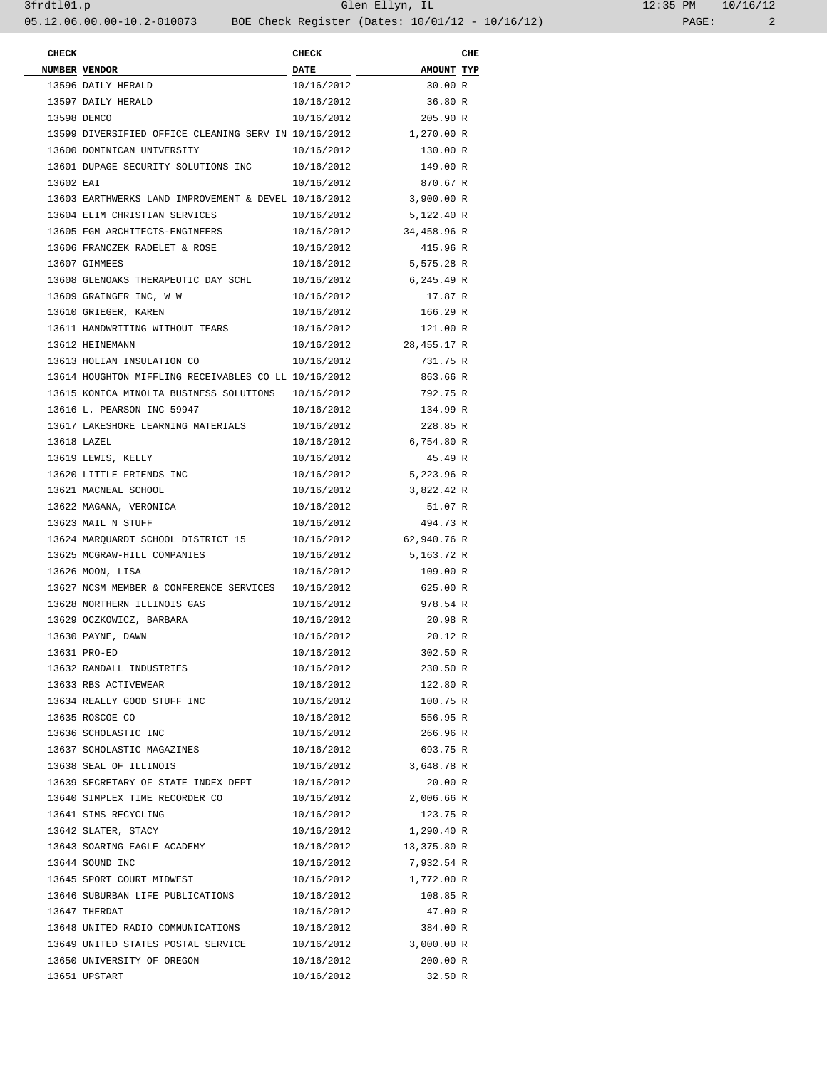| CHECK NUMBER | VENDOR | CHECK DATE | AMOUNT | CHE TYP |
|---|---|---|---|---|
| 13596 | DAILY HERALD | 10/16/2012 | 30.00 | R |
| 13597 | DAILY HERALD | 10/16/2012 | 36.80 | R |
| 13598 | DEMCO | 10/16/2012 | 205.90 | R |
| 13599 | DIVERSIFIED OFFICE CLEANING SERV IN | 10/16/2012 | 1,270.00 | R |
| 13600 | DOMINICAN UNIVERSITY | 10/16/2012 | 130.00 | R |
| 13601 | DUPAGE SECURITY SOLUTIONS INC | 10/16/2012 | 149.00 | R |
| 13602 | EAI | 10/16/2012 | 870.67 | R |
| 13603 | EARTHWERKS LAND IMPROVEMENT & DEVEL | 10/16/2012 | 3,900.00 | R |
| 13604 | ELIM CHRISTIAN SERVICES | 10/16/2012 | 5,122.40 | R |
| 13605 | FGM ARCHITECTS-ENGINEERS | 10/16/2012 | 34,458.96 | R |
| 13606 | FRANCZEK RADELET & ROSE | 10/16/2012 | 415.96 | R |
| 13607 | GIMMEES | 10/16/2012 | 5,575.28 | R |
| 13608 | GLENOAKS THERAPEUTIC DAY SCHL | 10/16/2012 | 6,245.49 | R |
| 13609 | GRAINGER INC, W W | 10/16/2012 | 17.87 | R |
| 13610 | GRIEGER, KAREN | 10/16/2012 | 166.29 | R |
| 13611 | HANDWRITING WITHOUT TEARS | 10/16/2012 | 121.00 | R |
| 13612 | HEINEMANN | 10/16/2012 | 28,455.17 | R |
| 13613 | HOLIAN INSULATION CO | 10/16/2012 | 731.75 | R |
| 13614 | HOUGHTON MIFFLING RECEIVABLES CO LL | 10/16/2012 | 863.66 | R |
| 13615 | KONICA MINOLTA BUSINESS SOLUTIONS | 10/16/2012 | 792.75 | R |
| 13616 | L. PEARSON INC 59947 | 10/16/2012 | 134.99 | R |
| 13617 | LAKESHORE LEARNING MATERIALS | 10/16/2012 | 228.85 | R |
| 13618 | LAZEL | 10/16/2012 | 6,754.80 | R |
| 13619 | LEWIS, KELLY | 10/16/2012 | 45.49 | R |
| 13620 | LITTLE FRIENDS INC | 10/16/2012 | 5,223.96 | R |
| 13621 | MACNEAL SCHOOL | 10/16/2012 | 3,822.42 | R |
| 13622 | MAGANA, VERONICA | 10/16/2012 | 51.07 | R |
| 13623 | MAIL N STUFF | 10/16/2012 | 494.73 | R |
| 13624 | MARQUARDT SCHOOL DISTRICT 15 | 10/16/2012 | 62,940.76 | R |
| 13625 | MCGRAW-HILL COMPANIES | 10/16/2012 | 5,163.72 | R |
| 13626 | MOON, LISA | 10/16/2012 | 109.00 | R |
| 13627 | NCSM MEMBER & CONFERENCE SERVICES | 10/16/2012 | 625.00 | R |
| 13628 | NORTHERN ILLINOIS GAS | 10/16/2012 | 978.54 | R |
| 13629 | OCZKOWICZ, BARBARA | 10/16/2012 | 20.98 | R |
| 13630 | PAYNE, DAWN | 10/16/2012 | 20.12 | R |
| 13631 | PRO-ED | 10/16/2012 | 302.50 | R |
| 13632 | RANDALL INDUSTRIES | 10/16/2012 | 230.50 | R |
| 13633 | RBS ACTIVEWEAR | 10/16/2012 | 122.80 | R |
| 13634 | REALLY GOOD STUFF INC | 10/16/2012 | 100.75 | R |
| 13635 | ROSCOE CO | 10/16/2012 | 556.95 | R |
| 13636 | SCHOLASTIC INC | 10/16/2012 | 266.96 | R |
| 13637 | SCHOLASTIC MAGAZINES | 10/16/2012 | 693.75 | R |
| 13638 | SEAL OF ILLINOIS | 10/16/2012 | 3,648.78 | R |
| 13639 | SECRETARY OF STATE INDEX DEPT | 10/16/2012 | 20.00 | R |
| 13640 | SIMPLEX TIME RECORDER CO | 10/16/2012 | 2,006.66 | R |
| 13641 | SIMS RECYCLING | 10/16/2012 | 123.75 | R |
| 13642 | SLATER, STACY | 10/16/2012 | 1,290.40 | R |
| 13643 | SOARING EAGLE ACADEMY | 10/16/2012 | 13,375.80 | R |
| 13644 | SOUND INC | 10/16/2012 | 7,932.54 | R |
| 13645 | SPORT COURT MIDWEST | 10/16/2012 | 1,772.00 | R |
| 13646 | SUBURBAN LIFE PUBLICATIONS | 10/16/2012 | 108.85 | R |
| 13647 | THERDAT | 10/16/2012 | 47.00 | R |
| 13648 | UNITED RADIO COMMUNICATIONS | 10/16/2012 | 384.00 | R |
| 13649 | UNITED STATES POSTAL SERVICE | 10/16/2012 | 3,000.00 | R |
| 13650 | UNIVERSITY OF OREGON | 10/16/2012 | 200.00 | R |
| 13651 | UPSTART | 10/16/2012 | 32.50 | R |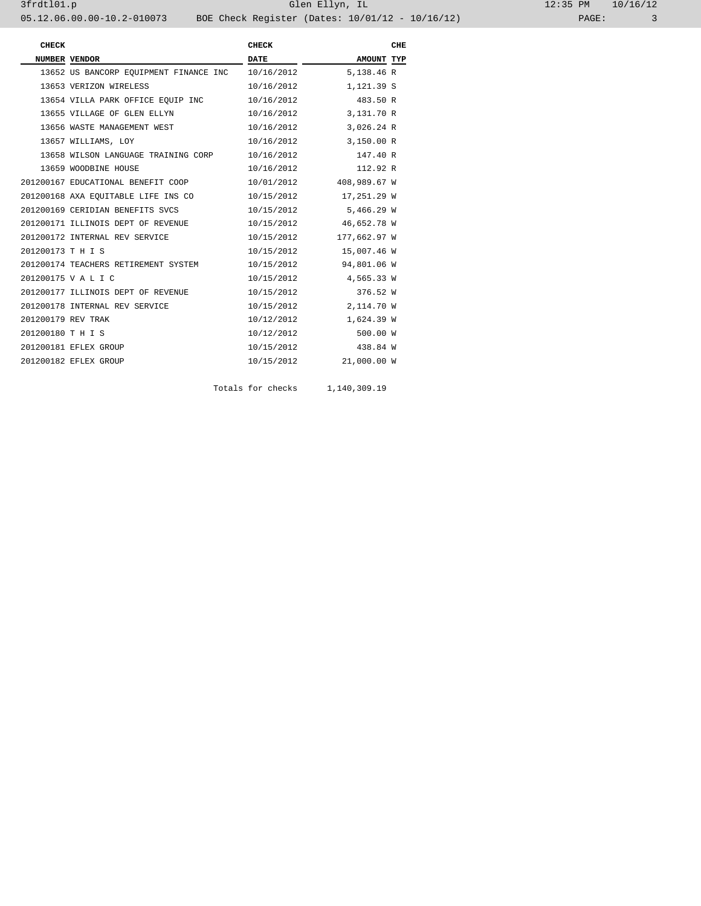| CHECK NUMBER | VENDOR | CHECK DATE | AMOUNT | CHE TYP |
|---|---|---|---|---|
| 13652 | US BANCORP EQUIPMENT FINANCE INC | 10/16/2012 | 5,138.46 | R |
| 13653 | VERIZON WIRELESS | 10/16/2012 | 1,121.39 | S |
| 13654 | VILLA PARK OFFICE EQUIP INC | 10/16/2012 | 483.50 | R |
| 13655 | VILLAGE OF GLEN ELLYN | 10/16/2012 | 3,131.70 | R |
| 13656 | WASTE MANAGEMENT WEST | 10/16/2012 | 3,026.24 | R |
| 13657 | WILLIAMS, LOY | 10/16/2012 | 3,150.00 | R |
| 13658 | WILSON LANGUAGE TRAINING CORP | 10/16/2012 | 147.40 | R |
| 13659 | WOODBINE HOUSE | 10/16/2012 | 112.92 | R |
| 201200167 | EDUCATIONAL BENEFIT COOP | 10/01/2012 | 408,989.67 | W |
| 201200168 | AXA EQUITABLE LIFE INS CO | 10/15/2012 | 17,251.29 | W |
| 201200169 | CERIDIAN BENEFITS SVCS | 10/15/2012 | 5,466.29 | W |
| 201200171 | ILLINOIS DEPT OF REVENUE | 10/15/2012 | 46,652.78 | W |
| 201200172 | INTERNAL REV SERVICE | 10/15/2012 | 177,662.97 | W |
| 201200173 | T H I S | 10/15/2012 | 15,007.46 | W |
| 201200174 | TEACHERS RETIREMENT SYSTEM | 10/15/2012 | 94,801.06 | W |
| 201200175 | V A L I C | 10/15/2012 | 4,565.33 | W |
| 201200177 | ILLINOIS DEPT OF REVENUE | 10/15/2012 | 376.52 | W |
| 201200178 | INTERNAL REV SERVICE | 10/15/2012 | 2,114.70 | W |
| 201200179 | REV TRAK | 10/12/2012 | 1,624.39 | W |
| 201200180 | T H I S | 10/12/2012 | 500.00 | W |
| 201200181 | EFLEX GROUP | 10/15/2012 | 438.84 | W |
| 201200182 | EFLEX GROUP | 10/15/2012 | 21,000.00 | W |
| | | Totals for checks | 1,140,309.19 | |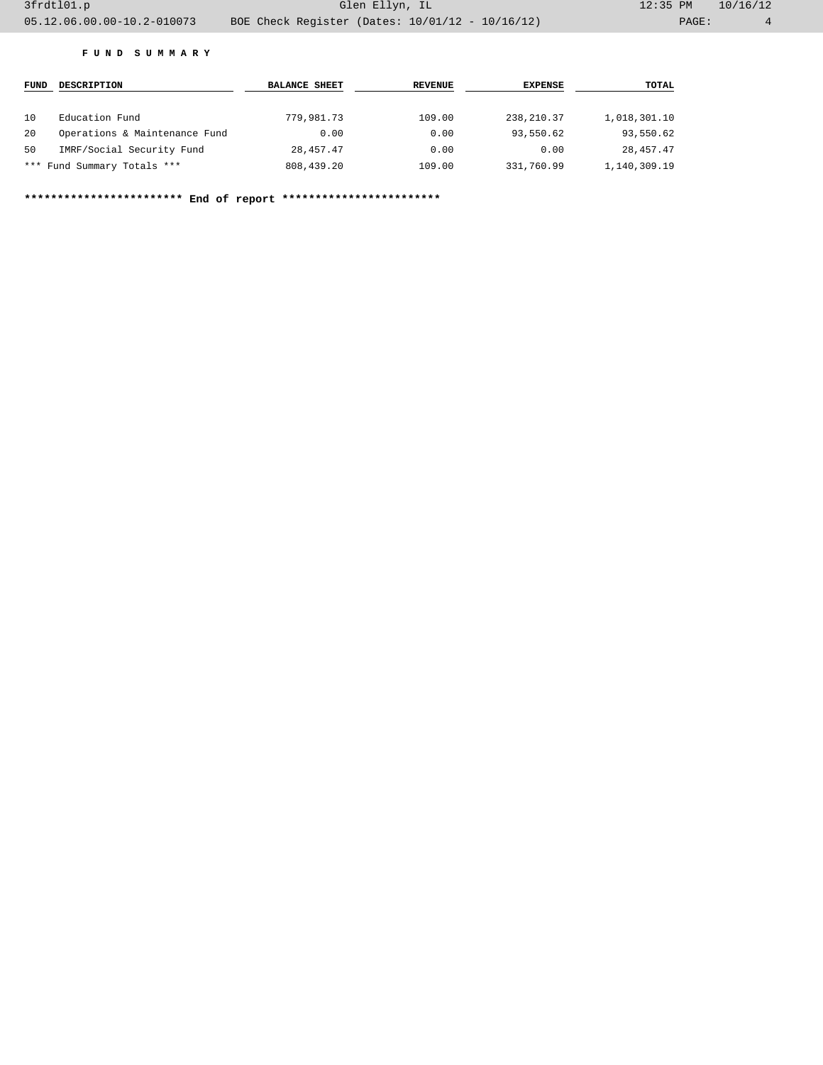**F U N D   S U M M A R Y**

| FUND | DESCRIPTION | BALANCE SHEET | REVENUE | EXPENSE | TOTAL |
|---|---|---|---|---|---|
| 10 | Education Fund | 779,981.73 | 109.00 | 238,210.37 | 1,018,301.10 |
| 20 | Operations & Maintenance Fund | 0.00 | 0.00 | 93,550.62 | 93,550.62 |
| 50 | IMRF/Social Security Fund | 28,457.47 | 0.00 | 0.00 | 28,457.47 |
| *** Fund Summary Totals *** | | 808,439.20 | 109.00 | 331,760.99 | 1,140,309.19 |

************************ **End of report** ************************